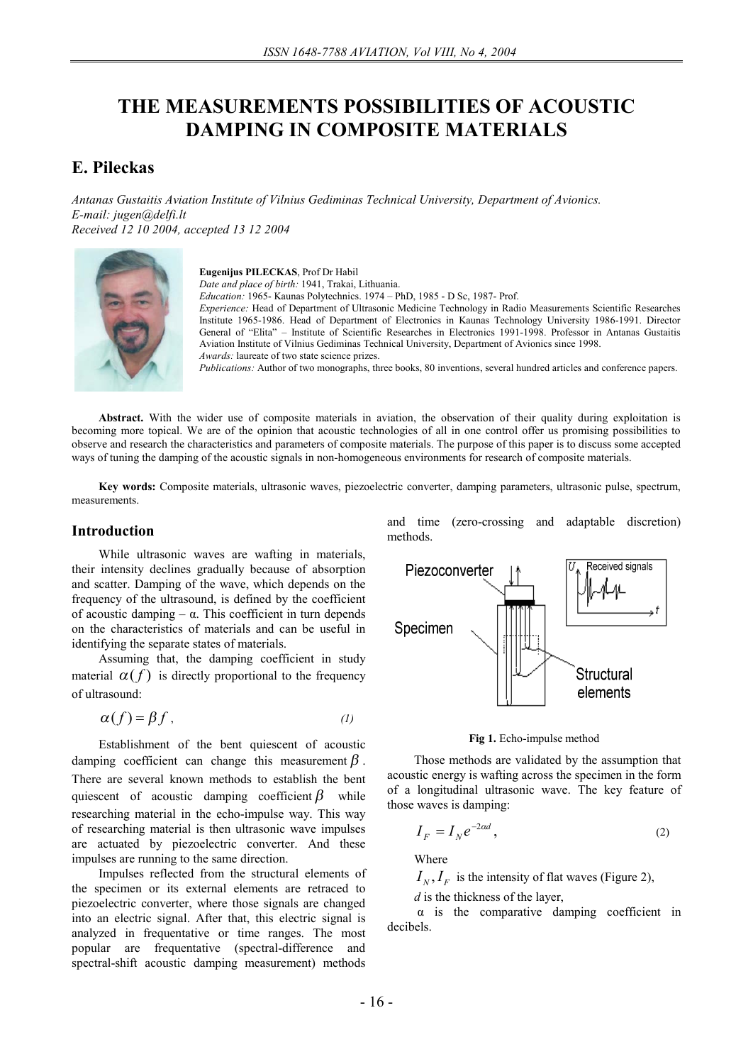# THE MEASUREMENTS POSSIBILITIES OF ACOUSTIC DAMPING IN COMPOSITE MATERIALS

## E. Pileckas

*Antanas Gustaitis Aviation Institute of Vilnius Gediminas Technical University, Department of Avionics.*
*E-mail: jugen@delfi.lt*
*Received 12 10 2004, accepted 13 12 2004*

**Eugenijus PILECKAS**, Prof Dr Habil
*Date and place of birth:* 1941, Trakai, Lithuania.
*Education:* 1965- Kaunas Polytechnics. 1974 – PhD, 1985 - D Sc, 1987- Prof.
*Experience:* Head of Department of Ultrasonic Medicine Technology in Radio Measurements Scientific Researches Institute 1965-1986. Head of Department of Electronics in Kaunas Technology University 1986-1991. Director General of "Elita" – Institute of Scientific Researches in Electronics 1991-1998. Professor in Antanas Gustaitis Aviation Institute of Vilnius Gediminas Technical University, Department of Avionics since 1998.
*Awards:* laureate of two state science prizes.
*Publications:* Author of two monographs, three books, 80 inventions, several hundred articles and conference papers.

**Abstract.** With the wider use of composite materials in aviation, the observation of their quality during exploitation is becoming more topical. We are of the opinion that acoustic technologies of all in one control offer us promising possibilities to observe and research the characteristics and parameters of composite materials. The purpose of this paper is to discuss some accepted ways of tuning the damping of the acoustic signals in non-homogeneous environments for research of composite materials.

**Key words:** Composite materials, ultrasonic waves, piezoelectric converter, damping parameters, ultrasonic pulse, spectrum, measurements.

## Introduction

While ultrasonic waves are wafting in materials, their intensity declines gradually because of absorption and scatter. Damping of the wave, which depends on the frequency of the ultrasound, is defined by the coefficient of acoustic damping – α. This coefficient in turn depends on the characteristics of materials and can be useful in identifying the separate states of materials.

Assuming that, the damping coefficient in study material $\alpha(f)$ is directly proportional to the frequency of ultrasound:

$$\alpha(f) = \beta f \, , \tag{1}$$

Establishment of the bent quiescent of acoustic damping coefficient can change this measurement $\beta$. There are several known methods to establish the bent quiescent of acoustic damping coefficient $\beta$ while researching material in the echo-impulse way. This way of researching material is then ultrasonic wave impulses are actuated by piezoelectric converter. And these impulses are running to the same direction.

Impulses reflected from the structural elements of the specimen or its external elements are retraced to piezoelectric converter, where those signals are changed into an electric signal. After that, this electric signal is analyzed in frequentative or time ranges. The most popular are frequentative (spectral-difference and spectral-shift acoustic damping measurement) methods and time (zero-crossing and adaptable discretion) methods.

**Fig 1.** Echo-impulse method

Those methods are validated by the assumption that acoustic energy is wafting across the specimen in the form of a longitudinal ultrasonic wave. The key feature of those waves is damping:

$$I_F = I_N e^{-2\alpha d} \, , \tag{2}$$

Where

$I_N, I_F$ is the intensity of flat waves (Figure 2),

*d* is the thickness of the layer,

α is the comparative damping coefficient in decibels.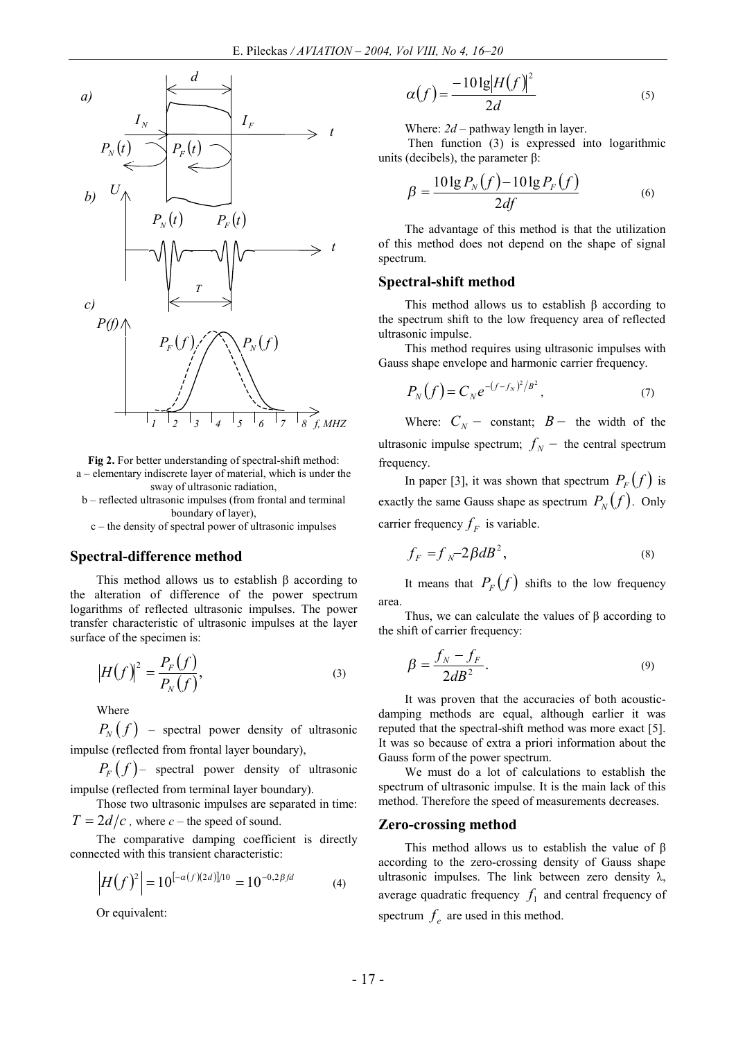Fig 2. For better understanding of spectral-shift method:
a – elementary indiscrete layer of material, which is under the sway of ultrasonic radiation,
b – reflected ultrasonic impulses (from frontal and terminal boundary of layer),
c – the density of spectral power of ultrasonic impulses

## Spectral-difference method

This method allows us to establish β according to the alteration of difference of the power spectrum logarithms of reflected ultrasonic impulses. The power transfer characteristic of ultrasonic impulses at the layer surface of the specimen is:

$$|H(f)|^2 = \frac{P_F(f)}{P_N(f)}, \tag{3}$$

Where

$P_N(f)$ – spectral power density of ultrasonic impulse (reflected from frontal layer boundary),

$P_F(f)$ – spectral power density of ultrasonic impulse (reflected from terminal layer boundary).

Those two ultrasonic impulses are separated in time: $T = 2d/c$, where *c* – the speed of sound.

The comparative damping coefficient is directly connected with this transient characteristic:

$$\left|H(f)^2\right| = 10^{[-\alpha(f)(2d)]/10} = 10^{-0,2\beta fd} \tag{4}$$

Or equivalent:

$$\alpha(f) = \frac{-10\lg|H(f)|^2}{2d} \tag{5}$$

Where: *2d* – pathway length in layer.

Then function (3) is expressed into logarithmic units (decibels), the parameter β:

$$\beta = \frac{10\lg P_N(f) - 10\lg P_F(f)}{2df} \tag{6}$$

The advantage of this method is that the utilization of this method does not depend on the shape of signal spectrum.

## Spectral-shift method

This method allows us to establish β according to the spectrum shift to the low frequency area of reflected ultrasonic impulse.

This method requires using ultrasonic impulses with Gauss shape envelope and harmonic carrier frequency.

$$P_N(f) = C_N e^{-(f-f_N)^2/B^2}, \tag{7}$$

Where: $C_N$ – constant; $B$ – the width of the ultrasonic impulse spectrum; $f_N$ – the central spectrum frequency.

In paper [3], it was shown that spectrum $P_F(f)$ is exactly the same Gauss shape as spectrum $P_N(f)$. Only carrier frequency $f_F$ is variable.

$$f_F = f_N - 2\beta dB^2, \tag{8}$$

It means that $P_F(f)$ shifts to the low frequency area.

Thus, we can calculate the values of β according to the shift of carrier frequency:

$$\beta = \frac{f_N - f_F}{2dB^2}. \tag{9}$$

It was proven that the accuracies of both acoustic-damping methods are equal, although earlier it was reputed that the spectral-shift method was more exact [5]. It was so because of extra a priori information about the Gauss form of the power spectrum.

We must do a lot of calculations to establish the spectrum of ultrasonic impulse. It is the main lack of this method. Therefore the speed of measurements decreases.

## Zero-crossing method

This method allows us to establish the value of β according to the zero-crossing density of Gauss shape ultrasonic impulses. The link between zero density λ, average quadratic frequency $f_1$ and central frequency of spectrum $f_e$ are used in this method.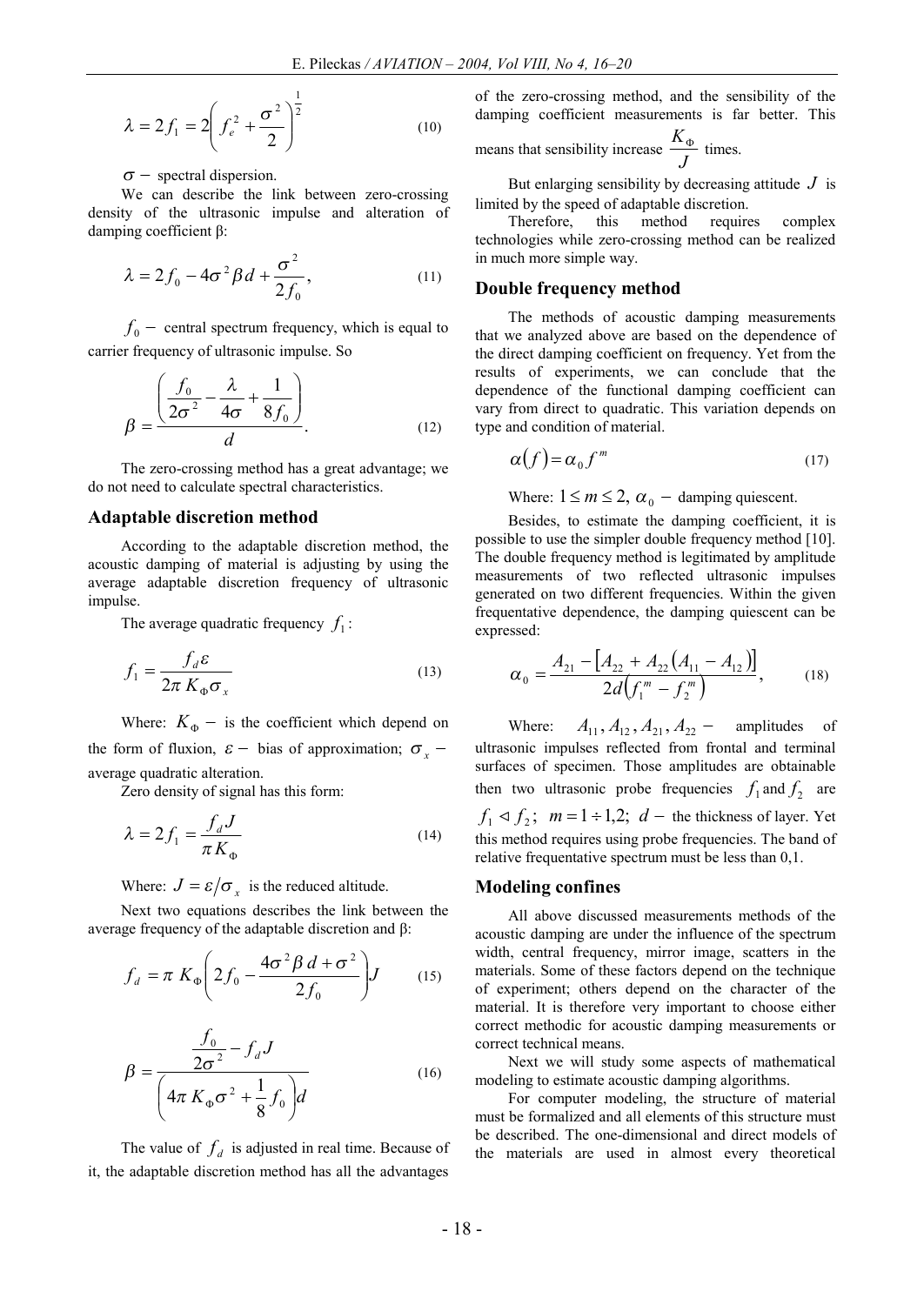$$\lambda = 2f_1 = 2\left(f_e^2 + \frac{\sigma^2}{2}\right)^{\frac{1}{2}} \tag{10}$$

$\sigma -$ spectral dispersion.

We can describe the link between zero-crossing density of the ultrasonic impulse and alteration of damping coefficient β:

$$\lambda = 2f_0 - 4\sigma^2 \beta d + \frac{\sigma^2}{2f_0}, \tag{11}$$

$f_0 -$ central spectrum frequency, which is equal to carrier frequency of ultrasonic impulse. So

$$\beta = \frac{\left(\dfrac{f_0}{2\sigma^2} - \dfrac{\lambda}{4\sigma} + \dfrac{1}{8f_0}\right)}{d}. \tag{12}$$

The zero-crossing method has a great advantage; we do not need to calculate spectral characteristics.

## Adaptable discretion method

According to the adaptable discretion method, the acoustic damping of material is adjusting by using the average adaptable discretion frequency of ultrasonic impulse.

The average quadratic frequency $f_1$:

$$f_1 = \frac{f_d \varepsilon}{2\pi K_\Phi \sigma_x} \tag{13}$$

Where: $K_\Phi -$ is the coefficient which depend on the form of fluxion, $\varepsilon -$ bias of approximation; $\sigma_x -$ average quadratic alteration.

Zero density of signal has this form:

$$\lambda = 2f_1 = \frac{f_d J}{\pi K_\Phi} \tag{14}$$

Where: $J = \varepsilon / \sigma_x$ is the reduced altitude.

Next two equations describes the link between the average frequency of the adaptable discretion and β:

$$f_d = \pi K_\Phi \left(2f_0 - \frac{4\sigma^2 \beta d + \sigma^2}{2f_0}\right) J \tag{15}$$

$$\beta = \frac{\dfrac{f_0}{2\sigma^2} - f_d J}{\left(4\pi K_\Phi \sigma^2 + \dfrac{1}{8} f_0\right) d} \tag{16}$$

The value of $f_d$ is adjusted in real time. Because of it, the adaptable discretion method has all the advantages of the zero-crossing method, and the sensibility of the damping coefficient measurements is far better. This means that sensibility increase $\dfrac{K_\Phi}{J}$ times.

But enlarging sensibility by decreasing attitude $J$ is limited by the speed of adaptable discretion.

Therefore, this method requires complex technologies while zero-crossing method can be realized in much more simple way.

## Double frequency method

The methods of acoustic damping measurements that we analyzed above are based on the dependence of the direct damping coefficient on frequency. Yet from the results of experiments, we can conclude that the dependence of the functional damping coefficient can vary from direct to quadratic. This variation depends on type and condition of material.

$$\alpha(f) = \alpha_0 f^m \tag{17}$$

Where: $1 \le m \le 2,\ \alpha_0 -$ damping quiescent.

Besides, to estimate the damping coefficient, it is possible to use the simpler double frequency method [10]. The double frequency method is legitimated by amplitude measurements of two reflected ultrasonic impulses generated on two different frequencies. Within the given frequentative dependence, the damping quiescent can be expressed:

$$\alpha_0 = \frac{A_{21} - \left[A_{22} + A_{22}\left(A_{11} - A_{12}\right)\right]}{2d\left(f_1^m - f_2^m\right)}, \tag{18}$$

Where: $A_{11}, A_{12}, A_{21}, A_{22} -$ amplitudes of ultrasonic impulses reflected from frontal and terminal surfaces of specimen. Those amplitudes are obtainable then two ultrasonic probe frequencies $f_1$ and $f_2$ are $f_1 \triangleleft f_2;\ m = 1 \div 1{,}2;\ d -$ the thickness of layer. Yet this method requires using probe frequencies. The band of relative frequentative spectrum must be less than 0,1.

## Modeling confines

All above discussed measurements methods of the acoustic damping are under the influence of the spectrum width, central frequency, mirror image, scatters in the materials. Some of these factors depend on the technique of experiment; others depend on the character of the material. It is therefore very important to choose either correct methodic for acoustic damping measurements or correct technical means.

Next we will study some aspects of mathematical modeling to estimate acoustic damping algorithms.

For computer modeling, the structure of material must be formalized and all elements of this structure must be described. The one-dimensional and direct models of the materials are used in almost every theoretical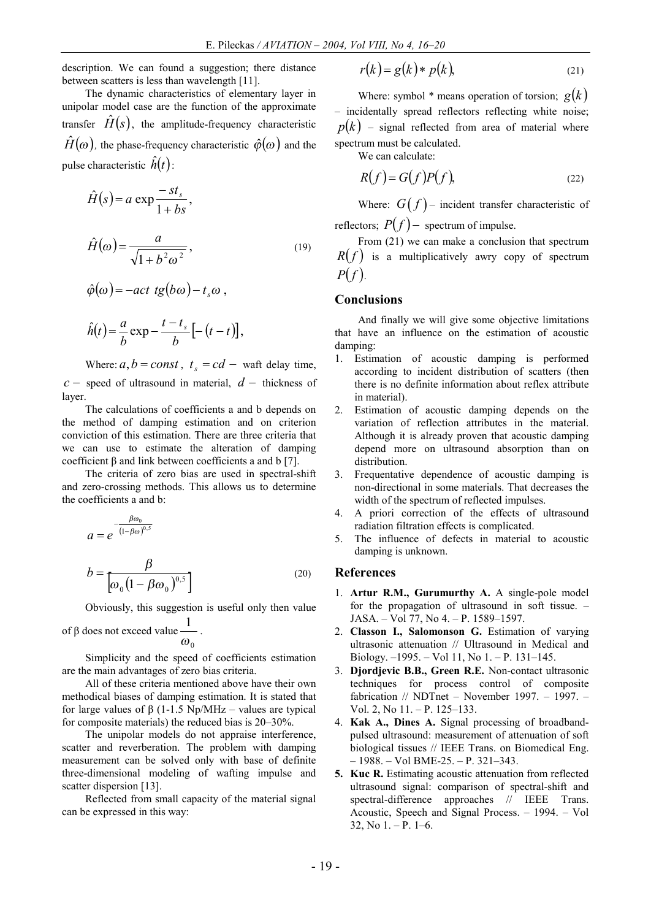description. We can found a suggestion; there distance between scatters is less than wavelength [11].

The dynamic characteristics of elementary layer in unipolar model case are the function of the approximate transfer $\hat{H}(s)$, the amplitude-frequency characteristic $\hat{H}(\omega)$, the phase-frequency characteristic $\hat{\varphi}(\omega)$ and the pulse characteristic $\hat{h}(t)$:

$$\hat{H}(s) = a \exp\frac{-st_s}{1+bs},$$

$$\hat{H}(\omega) = \frac{a}{\sqrt{1+b^2\omega^2}}, \tag{19}$$

$$\hat{\varphi}(\omega) = -act\ tg(b\omega) - t_s\omega\ ,$$

$$\hat{h}(t) = \frac{a}{b}\exp - \frac{t-t_s}{b}\left[-(t-t)\right],$$

Where: $a, b = const$, $t_s = cd -$ waft delay time, $c -$ speed of ultrasound in material, $d -$ thickness of layer.

The calculations of coefficients a and b depends on the method of damping estimation and on criterion conviction of this estimation. There are three criteria that we can use to estimate the alteration of damping coefficient β and link between coefficients a and b [7].

The criteria of zero bias are used in spectral-shift and zero-crossing methods. This allows us to determine the coefficients a and b:

$$a = e^{-\frac{\beta\omega_0}{(1-\beta\omega)^{0,5}}}$$

$$b = \frac{\beta}{\left[\omega_0\left(1-\beta\omega_0\right)^{0,5}\right]} \tag{20}$$

Obviously, this suggestion is useful only then value of β does not exceed value $\frac{1}{\omega_0}$.

Simplicity and the speed of coefficients estimation are the main advantages of zero bias criteria.

All of these criteria mentioned above have their own methodical biases of damping estimation. It is stated that for large values of β (1-1.5 Np/MHz – values are typical for composite materials) the reduced bias is 20–30%.

The unipolar models do not appraise interference, scatter and reverberation. The problem with damping measurement can be solved only with base of definite three-dimensional modeling of wafting impulse and scatter dispersion [13].

Reflected from small capacity of the material signal can be expressed in this way:

$$r(k) = g(k) * p(k), \tag{21}$$

Where: symbol * means operation of torsion; $g(k)$ – incidentally spread reflectors reflecting white noise; $p(k)$ – signal reflected from area of material where spectrum must be calculated.

We can calculate:

$$R(f) = G(f)P(f), \tag{22}$$

Where: $G(f)$ – incident transfer characteristic of reflectors; $P(f)$ – spectrum of impulse.

From (21) we can make a conclusion that spectrum $R(f)$ is a multiplicatively awry copy of spectrum $P(f)$.

## Conclusions

And finally we will give some objective limitations that have an influence on the estimation of acoustic damping:

1. Estimation of acoustic damping is performed according to incident distribution of scatters (then there is no definite information about reflex attribute in material).
2. Estimation of acoustic damping depends on the variation of reflection attributes in the material. Although it is already proven that acoustic damping depend more on ultrasound absorption than on distribution.
3. Frequentative dependence of acoustic damping is non-directional in some materials. That decreases the width of the spectrum of reflected impulses.
4. A priori correction of the effects of ultrasound radiation filtration effects is complicated.
5. The influence of defects in material to acoustic damping is unknown.

## References

1. **Artur R.M., Gurumurthy A.** A single-pole model for the propagation of ultrasound in soft tissue. – JASA. – Vol 77, No 4. – P. 1589–1597.
2. **Classon I., Salomonson G.** Estimation of varying ultrasonic attenuation // Ultrasound in Medical and Biology. –1995. – Vol 11, No 1. – P. 131–145.
3. **Djordjevic B.B., Green R.E.** Non-contact ultrasonic techniques for process control of composite fabrication // NDTnet – November 1997. – 1997. – Vol. 2, No 11. – P. 125–133.
4. **Kak A., Dines A.** Signal processing of broadband-pulsed ultrasound: measurement of attenuation of soft biological tissues // IEEE Trans. on Biomedical Eng. – 1988. – Vol BME-25. – P. 321–343.
5. **Kuc R.** Estimating acoustic attenuation from reflected ultrasound signal: comparison of spectral-shift and spectral-difference approaches // IEEE Trans. Acoustic, Speech and Signal Process. – 1994. – Vol 32, No 1. – P. 1–6.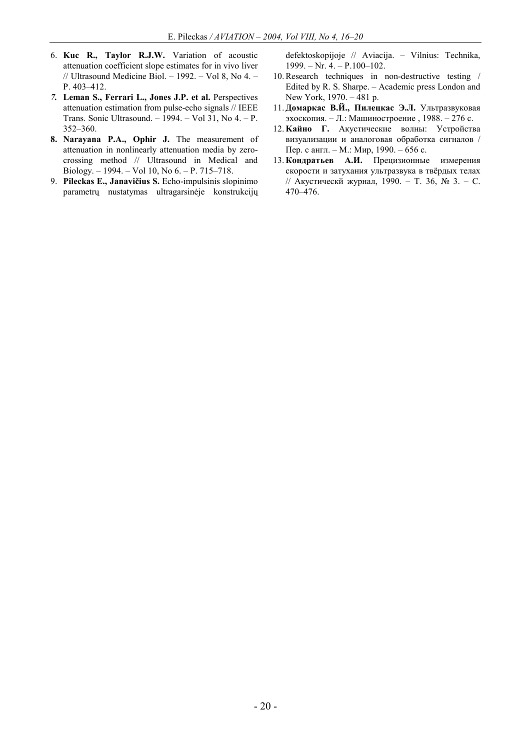6. **Kuc R., Taylor R.J.W.** Variation of acoustic attenuation coefficient slope estimates for in vivo liver // Ultrasound Medicine Biol. – 1992. – Vol 8, No 4. – P. 403–412.
7. **Leman S., Ferrari L., Jones J.P. et al.** Perspectives attenuation estimation from pulse-echo signals // IEEE Trans. Sonic Ultrasound. – 1994. – Vol 31, No 4. – P. 352–360.
8. **Narayana P.A., Ophir J.** The measurement of attenuation in nonlinearly attenuation media by zero-crossing method // Ultrasound in Medical and Biology. – 1994. – Vol 10, No 6. – P. 715–718.
9. **Pileckas E., Janavičius S.** Echo-impulsinis slopinimo parametrų nustatymas ultragarsinėje konstrukcijų defektoskopijoje // Aviacija. – Vilnius: Technika, 1999. – Nr. 4. – P.100–102.
10. Research techniques in non-destructive testing / Edited by R. S. Sharpe. – Academic press London and New York, 1970. – 481 p.
11. **Домаркас В.Й., Пилецкас Э.Л.** Ультразвуковая эхоскопия. – Л.: Машиностроение , 1988. – 276 с.
12. **Кайно Г.** Акустические волны: Устройства визуализации и аналоговая обработка сигналов / Пер. с англ. – М.: Мир, 1990. – 656 с.
13. **Кондратьев А.И.** Прецизионные измерения скорости и затухания ультразвука в твёрдых телах // Акустическй журнал, 1990. – Т. 36, № 3. – С. 470–476.